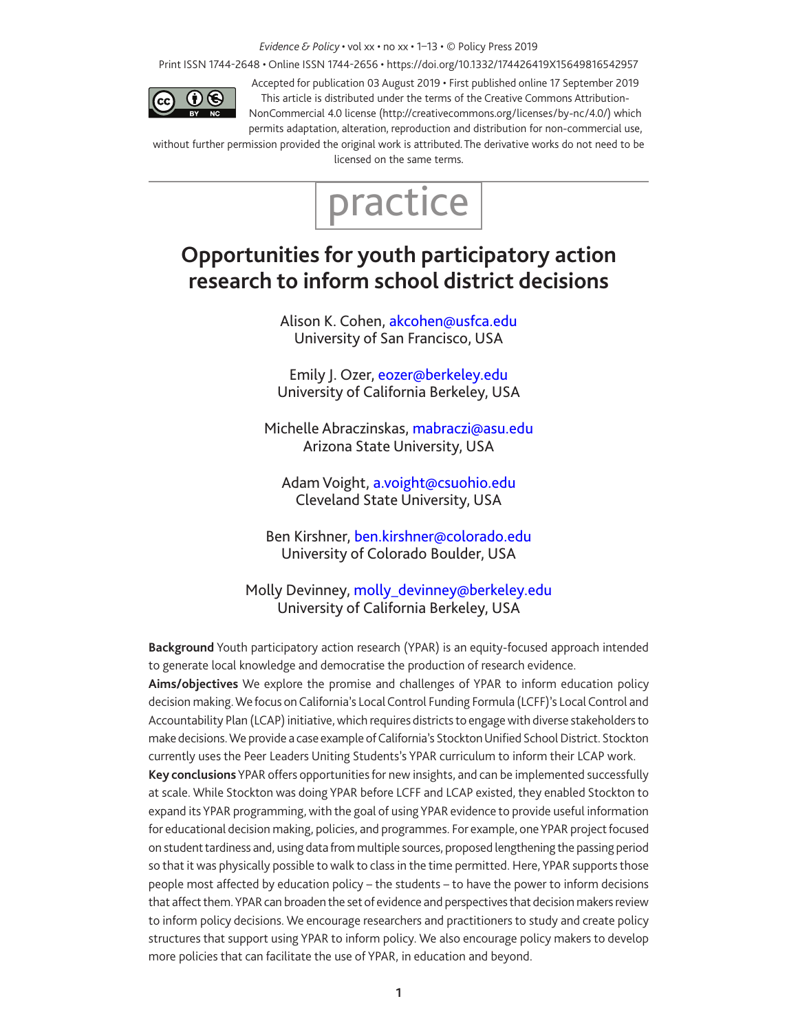Print ISSN 1744-2648 • Online ISSN 1744-2656 • https://doi.org/10.1332/174426419X15649816542957

Accepted for publication 03 August 2019 • First published online 17 September 2019

This article is distributed under the terms of the Creative Commons Attribution-NonCommercial 4.0 license (http://creativecommons.org/licenses/by-nc/4.0/) which permits adaptation, alteration, reproduction and distribution for non-commercial use, without further permission provided the original work is attributed. The derivative works do not need to be licensed on the same terms.

practice

# Opportunities for youth participatory action research to inform school district decisions

Alison K. Cohen, akcohen@usfca.edu
University of San Francisco, USA

Emily J. Ozer, eozer@berkeley.edu
University of California Berkeley, USA

Michelle Abraczinskas, mabraczi@asu.edu
Arizona State University, USA

Adam Voight, a.voight@csuohio.edu
Cleveland State University, USA

Ben Kirshner, ben.kirshner@colorado.edu
University of Colorado Boulder, USA

Molly Devinney, molly_devinney@berkeley.edu
University of California Berkeley, USA

**Background** Youth participatory action research (YPAR) is an equity-focused approach intended to generate local knowledge and democratise the production of research evidence.

**Aims/objectives** We explore the promise and challenges of YPAR to inform education policy decision making. We focus on California's Local Control Funding Formula (LCFF)'s Local Control and Accountability Plan (LCAP) initiative, which requires districts to engage with diverse stakeholders to make decisions. We provide a case example of California's Stockton Unified School District. Stockton currently uses the Peer Leaders Uniting Students's YPAR curriculum to inform their LCAP work.

**Key conclusions** YPAR offers opportunities for new insights, and can be implemented successfully at scale. While Stockton was doing YPAR before LCFF and LCAP existed, they enabled Stockton to expand its YPAR programming, with the goal of using YPAR evidence to provide useful information for educational decision making, policies, and programmes. For example, one YPAR project focused on student tardiness and, using data from multiple sources, proposed lengthening the passing period so that it was physically possible to walk to class in the time permitted. Here, YPAR supports those people most affected by education policy – the students – to have the power to inform decisions that affect them. YPAR can broaden the set of evidence and perspectives that decision makers review to inform policy decisions. We encourage researchers and practitioners to study and create policy structures that support using YPAR to inform policy. We also encourage policy makers to develop more policies that can facilitate the use of YPAR, in education and beyond.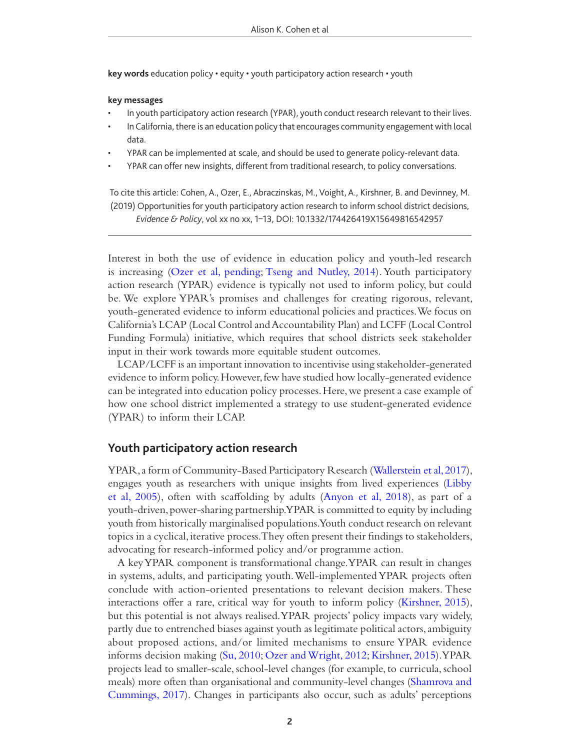**key words** education policy • equity • youth participatory action research • youth

**key messages**

- In youth participatory action research (YPAR), youth conduct research relevant to their lives.
- In California, there is an education policy that encourages community engagement with local data.
- YPAR can be implemented at scale, and should be used to generate policy-relevant data.
- YPAR can offer new insights, different from traditional research, to policy conversations.

To cite this article: Cohen, A., Ozer, E., Abraczinskas, M., Voight, A., Kirshner, B. and Devinney, M. (2019) Opportunities for youth participatory action research to inform school district decisions, *Evidence & Policy*, vol xx no xx, 1–13, DOI: 10.1332/174426419X15649816542957

Interest in both the use of evidence in education policy and youth-led research is increasing (Ozer et al, pending; Tseng and Nutley, 2014). Youth participatory action research (YPAR) evidence is typically not used to inform policy, but could be. We explore YPAR's promises and challenges for creating rigorous, relevant, youth-generated evidence to inform educational policies and practices. We focus on California's LCAP (Local Control and Accountability Plan) and LCFF (Local Control Funding Formula) initiative, which requires that school districts seek stakeholder input in their work towards more equitable student outcomes.

LCAP/LCFF is an important innovation to incentivise using stakeholder-generated evidence to inform policy. However, few have studied how locally-generated evidence can be integrated into education policy processes. Here, we present a case example of how one school district implemented a strategy to use student-generated evidence (YPAR) to inform their LCAP.

## Youth participatory action research

YPAR, a form of Community-Based Participatory Research (Wallerstein et al, 2017), engages youth as researchers with unique insights from lived experiences (Libby et al, 2005), often with scaffolding by adults (Anyon et al, 2018), as part of a youth-driven, power-sharing partnership. YPAR is committed to equity by including youth from historically marginalised populations. Youth conduct research on relevant topics in a cyclical, iterative process. They often present their findings to stakeholders, advocating for research-informed policy and/or programme action.

A key YPAR component is transformational change. YPAR can result in changes in systems, adults, and participating youth. Well-implemented YPAR projects often conclude with action-oriented presentations to relevant decision makers. These interactions offer a rare, critical way for youth to inform policy (Kirshner, 2015), but this potential is not always realised. YPAR projects' policy impacts vary widely, partly due to entrenched biases against youth as legitimate political actors, ambiguity about proposed actions, and/or limited mechanisms to ensure YPAR evidence informs decision making (Su, 2010; Ozer and Wright, 2012; Kirshner, 2015). YPAR projects lead to smaller-scale, school-level changes (for example, to curricula, school meals) more often than organisational and community-level changes (Shamrova and Cummings, 2017). Changes in participants also occur, such as adults' perceptions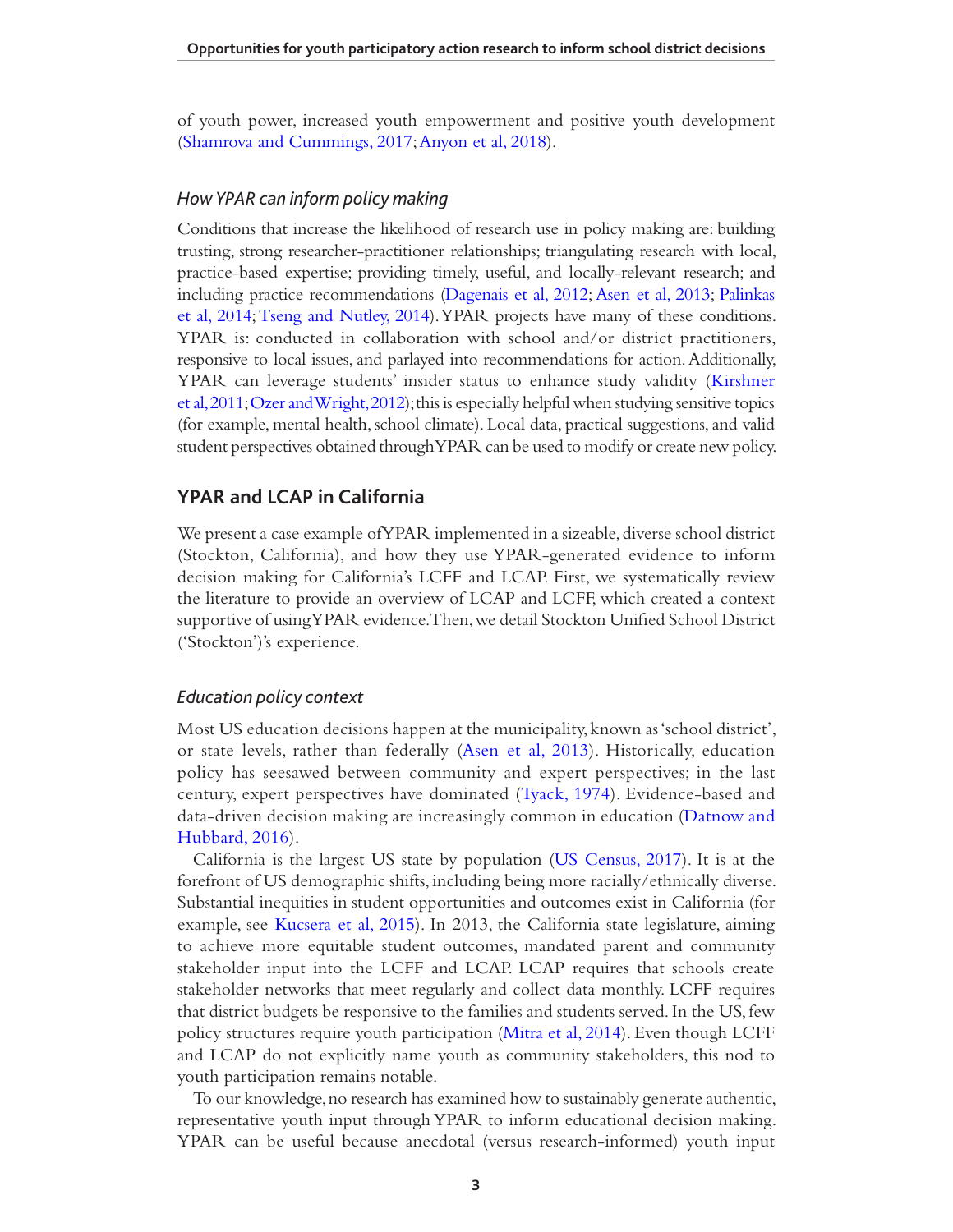of youth power, increased youth empowerment and positive youth development (Shamrova and Cummings, 2017; Anyon et al, 2018).

### *How YPAR can inform policy making*

Conditions that increase the likelihood of research use in policy making are: building trusting, strong researcher-practitioner relationships; triangulating research with local, practice-based expertise; providing timely, useful, and locally-relevant research; and including practice recommendations (Dagenais et al, 2012; Asen et al, 2013; Palinkas et al, 2014; Tseng and Nutley, 2014). YPAR projects have many of these conditions. YPAR is: conducted in collaboration with school and/or district practitioners, responsive to local issues, and parlayed into recommendations for action. Additionally, YPAR can leverage students' insider status to enhance study validity (Kirshner et al, 2011; Ozer and Wright, 2012); this is especially helpful when studying sensitive topics (for example, mental health, school climate). Local data, practical suggestions, and valid student perspectives obtained through YPAR can be used to modify or create new policy.

## YPAR and LCAP in California

We present a case example of YPAR implemented in a sizeable, diverse school district (Stockton, California), and how they use YPAR-generated evidence to inform decision making for California's LCFF and LCAP. First, we systematically review the literature to provide an overview of LCAP and LCFF, which created a context supportive of using YPAR evidence. Then, we detail Stockton Unified School District ('Stockton')'s experience.

### *Education policy context*

Most US education decisions happen at the municipality, known as 'school district', or state levels, rather than federally (Asen et al, 2013). Historically, education policy has seesawed between community and expert perspectives; in the last century, expert perspectives have dominated (Tyack, 1974). Evidence-based and data-driven decision making are increasingly common in education (Datnow and Hubbard, 2016).

California is the largest US state by population (US Census, 2017). It is at the forefront of US demographic shifts, including being more racially/ethnically diverse. Substantial inequities in student opportunities and outcomes exist in California (for example, see Kucsera et al, 2015). In 2013, the California state legislature, aiming to achieve more equitable student outcomes, mandated parent and community stakeholder input into the LCFF and LCAP. LCAP requires that schools create stakeholder networks that meet regularly and collect data monthly. LCFF requires that district budgets be responsive to the families and students served. In the US, few policy structures require youth participation (Mitra et al, 2014). Even though LCFF and LCAP do not explicitly name youth as community stakeholders, this nod to youth participation remains notable.

To our knowledge, no research has examined how to sustainably generate authentic, representative youth input through YPAR to inform educational decision making. YPAR can be useful because anecdotal (versus research-informed) youth input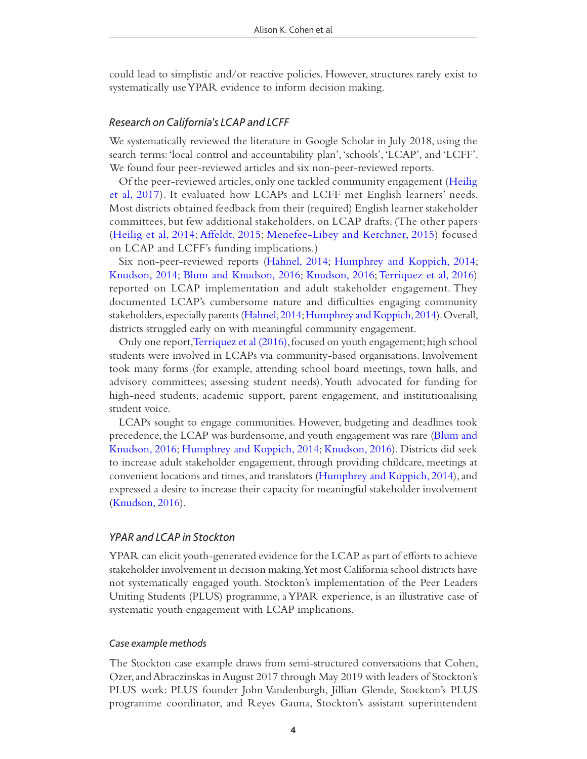could lead to simplistic and/or reactive policies. However, structures rarely exist to systematically use YPAR evidence to inform decision making.

### *Research on California's LCAP and LCFF*

We systematically reviewed the literature in Google Scholar in July 2018, using the search terms: 'local control and accountability plan', 'schools', 'LCAP', and 'LCFF'. We found four peer-reviewed articles and six non-peer-reviewed reports.

Of the peer-reviewed articles, only one tackled community engagement (Heilig et al, 2017). It evaluated how LCAPs and LCFF met English learners' needs. Most districts obtained feedback from their (required) English learner stakeholder committees, but few additional stakeholders, on LCAP drafts. (The other papers (Heilig et al, 2014; Affeldt, 2015; Menefee-Libey and Kerchner, 2015) focused on LCAP and LCFF's funding implications.)

Six non-peer-reviewed reports (Hahnel, 2014; Humphrey and Koppich, 2014; Knudson, 2014; Blum and Knudson, 2016; Knudson, 2016; Terriquez et al, 2016) reported on LCAP implementation and adult stakeholder engagement. They documented LCAP's cumbersome nature and difficulties engaging community stakeholders, especially parents (Hahnel, 2014; Humphrey and Koppich, 2014). Overall, districts struggled early on with meaningful community engagement.

Only one report, Terriquez et al (2016), focused on youth engagement; high school students were involved in LCAPs via community-based organisations. Involvement took many forms (for example, attending school board meetings, town halls, and advisory committees; assessing student needs). Youth advocated for funding for high-need students, academic support, parent engagement, and institutionalising student voice.

LCAPs sought to engage communities. However, budgeting and deadlines took precedence, the LCAP was burdensome, and youth engagement was rare (Blum and Knudson, 2016; Humphrey and Koppich, 2014; Knudson, 2016). Districts did seek to increase adult stakeholder engagement, through providing childcare, meetings at convenient locations and times, and translators (Humphrey and Koppich, 2014), and expressed a desire to increase their capacity for meaningful stakeholder involvement (Knudson, 2016).

### *YPAR and LCAP in Stockton*

YPAR can elicit youth-generated evidence for the LCAP as part of efforts to achieve stakeholder involvement in decision making. Yet most California school districts have not systematically engaged youth. Stockton's implementation of the Peer Leaders Uniting Students (PLUS) programme, a YPAR experience, is an illustrative case of systematic youth engagement with LCAP implications.

#### *Case example methods*

The Stockton case example draws from semi-structured conversations that Cohen, Ozer, and Abraczinskas in August 2017 through May 2019 with leaders of Stockton's PLUS work: PLUS founder John Vandenburgh, Jillian Glende, Stockton's PLUS programme coordinator, and Reyes Gauna, Stockton's assistant superintendent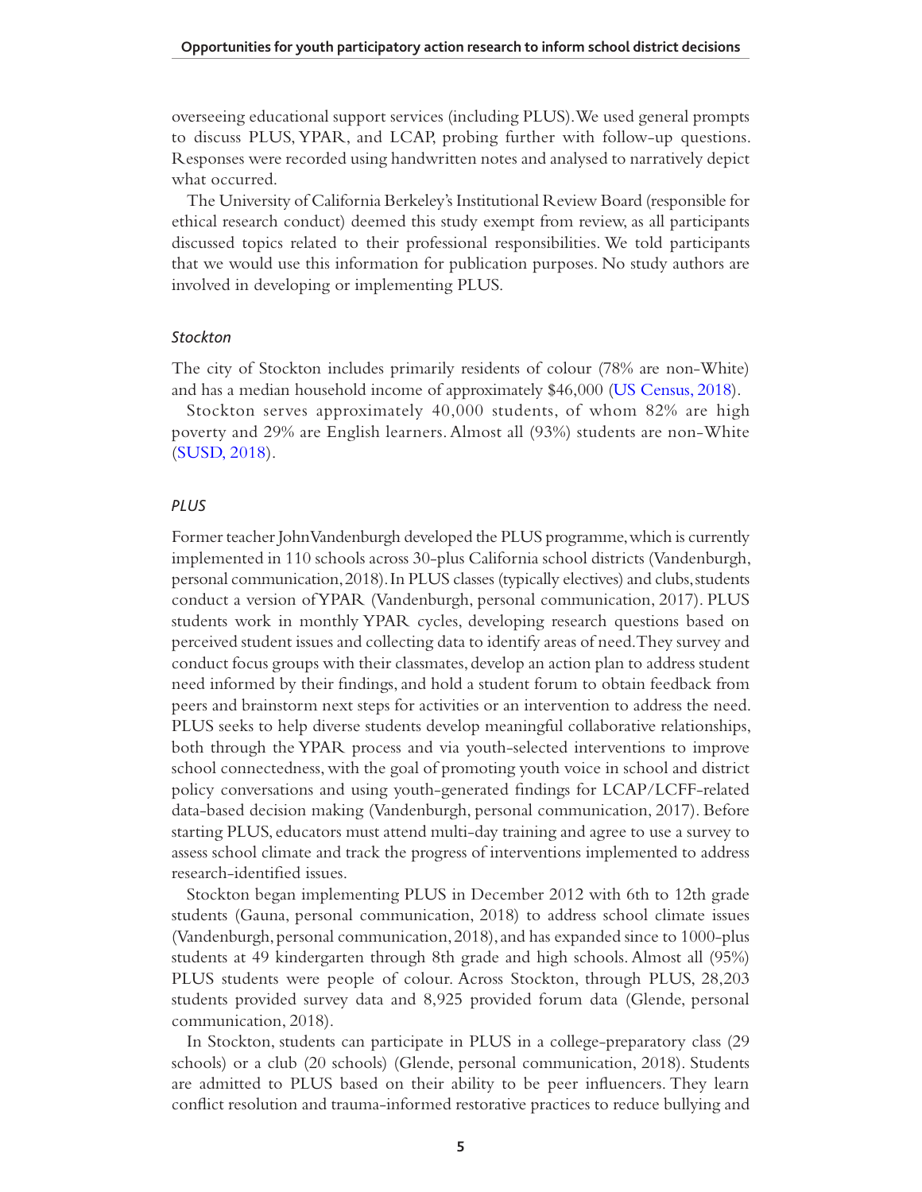overseeing educational support services (including PLUS). We used general prompts to discuss PLUS, YPAR, and LCAP, probing further with follow-up questions. Responses were recorded using handwritten notes and analysed to narratively depict what occurred.

The University of California Berkeley's Institutional Review Board (responsible for ethical research conduct) deemed this study exempt from review, as all participants discussed topics related to their professional responsibilities. We told participants that we would use this information for publication purposes. No study authors are involved in developing or implementing PLUS.

### *Stockton*

The city of Stockton includes primarily residents of colour (78% are non-White) and has a median household income of approximately $46,000 (US Census, 2018).

Stockton serves approximately 40,000 students, of whom 82% are high poverty and 29% are English learners. Almost all (93%) students are non-White (SUSD, 2018).

### *PLUS*

Former teacher John Vandenburgh developed the PLUS programme, which is currently implemented in 110 schools across 30-plus California school districts (Vandenburgh, personal communication, 2018). In PLUS classes (typically electives) and clubs, students conduct a version of YPAR (Vandenburgh, personal communication, 2017). PLUS students work in monthly YPAR cycles, developing research questions based on perceived student issues and collecting data to identify areas of need. They survey and conduct focus groups with their classmates, develop an action plan to address student need informed by their findings, and hold a student forum to obtain feedback from peers and brainstorm next steps for activities or an intervention to address the need. PLUS seeks to help diverse students develop meaningful collaborative relationships, both through the YPAR process and via youth-selected interventions to improve school connectedness, with the goal of promoting youth voice in school and district policy conversations and using youth-generated findings for LCAP/LCFF-related data-based decision making (Vandenburgh, personal communication, 2017). Before starting PLUS, educators must attend multi-day training and agree to use a survey to assess school climate and track the progress of interventions implemented to address research-identified issues.

Stockton began implementing PLUS in December 2012 with 6th to 12th grade students (Gauna, personal communication, 2018) to address school climate issues (Vandenburgh, personal communication, 2018), and has expanded since to 1000-plus students at 49 kindergarten through 8th grade and high schools. Almost all (95%) PLUS students were people of colour. Across Stockton, through PLUS, 28,203 students provided survey data and 8,925 provided forum data (Glende, personal communication, 2018).

In Stockton, students can participate in PLUS in a college-preparatory class (29 schools) or a club (20 schools) (Glende, personal communication, 2018). Students are admitted to PLUS based on their ability to be peer influencers. They learn conflict resolution and trauma-informed restorative practices to reduce bullying and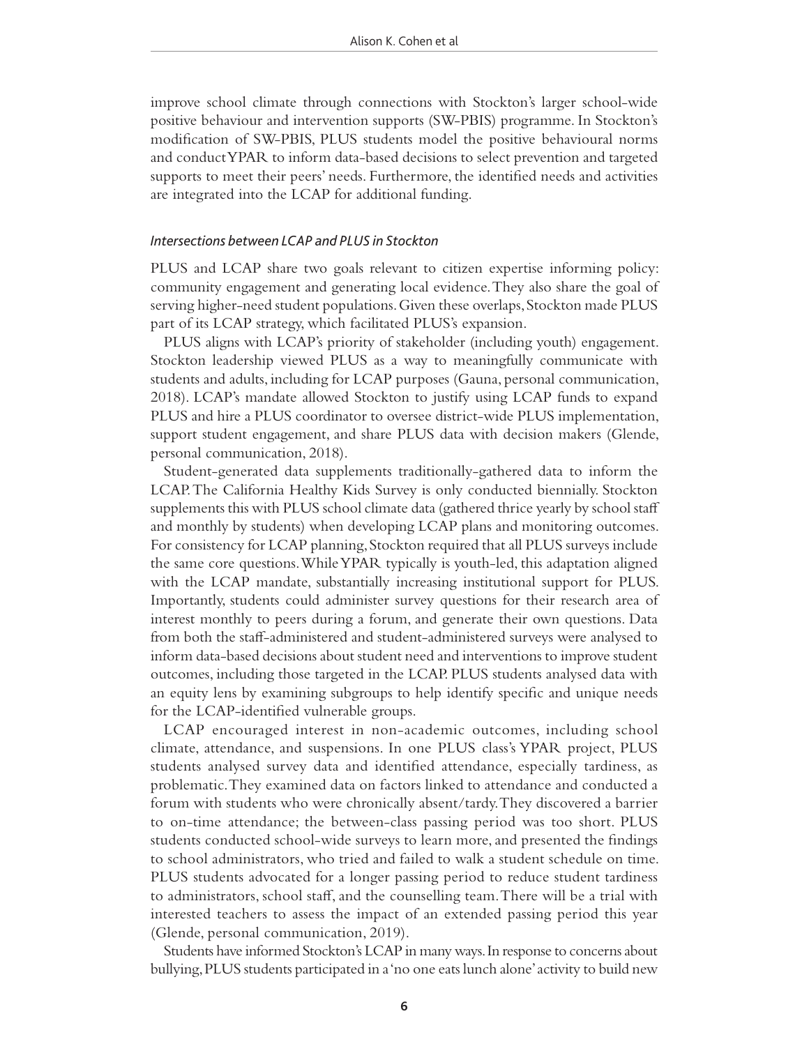improve school climate through connections with Stockton's larger school-wide positive behaviour and intervention supports (SW-PBIS) programme. In Stockton's modification of SW-PBIS, PLUS students model the positive behavioural norms and conduct YPAR to inform data-based decisions to select prevention and targeted supports to meet their peers' needs. Furthermore, the identified needs and activities are integrated into the LCAP for additional funding.

### *Intersections between LCAP and PLUS in Stockton*

PLUS and LCAP share two goals relevant to citizen expertise informing policy: community engagement and generating local evidence. They also share the goal of serving higher-need student populations. Given these overlaps, Stockton made PLUS part of its LCAP strategy, which facilitated PLUS's expansion.

PLUS aligns with LCAP's priority of stakeholder (including youth) engagement. Stockton leadership viewed PLUS as a way to meaningfully communicate with students and adults, including for LCAP purposes (Gauna, personal communication, 2018). LCAP's mandate allowed Stockton to justify using LCAP funds to expand PLUS and hire a PLUS coordinator to oversee district-wide PLUS implementation, support student engagement, and share PLUS data with decision makers (Glende, personal communication, 2018).

Student-generated data supplements traditionally-gathered data to inform the LCAP. The California Healthy Kids Survey is only conducted biennially. Stockton supplements this with PLUS school climate data (gathered thrice yearly by school staff and monthly by students) when developing LCAP plans and monitoring outcomes. For consistency for LCAP planning, Stockton required that all PLUS surveys include the same core questions. While YPAR typically is youth-led, this adaptation aligned with the LCAP mandate, substantially increasing institutional support for PLUS. Importantly, students could administer survey questions for their research area of interest monthly to peers during a forum, and generate their own questions. Data from both the staff-administered and student-administered surveys were analysed to inform data-based decisions about student need and interventions to improve student outcomes, including those targeted in the LCAP. PLUS students analysed data with an equity lens by examining subgroups to help identify specific and unique needs for the LCAP-identified vulnerable groups.

LCAP encouraged interest in non-academic outcomes, including school climate, attendance, and suspensions. In one PLUS class's YPAR project, PLUS students analysed survey data and identified attendance, especially tardiness, as problematic. They examined data on factors linked to attendance and conducted a forum with students who were chronically absent/tardy. They discovered a barrier to on-time attendance; the between-class passing period was too short. PLUS students conducted school-wide surveys to learn more, and presented the findings to school administrators, who tried and failed to walk a student schedule on time. PLUS students advocated for a longer passing period to reduce student tardiness to administrators, school staff, and the counselling team. There will be a trial with interested teachers to assess the impact of an extended passing period this year (Glende, personal communication, 2019).

Students have informed Stockton's LCAP in many ways. In response to concerns about bullying, PLUS students participated in a 'no one eats lunch alone' activity to build new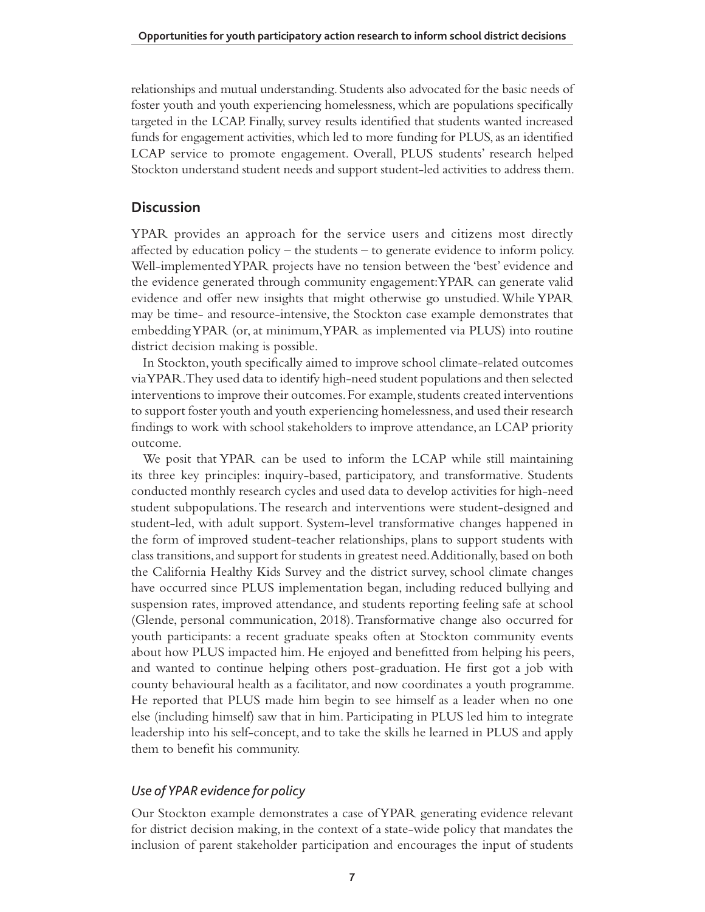relationships and mutual understanding. Students also advocated for the basic needs of foster youth and youth experiencing homelessness, which are populations specifically targeted in the LCAP. Finally, survey results identified that students wanted increased funds for engagement activities, which led to more funding for PLUS, as an identified LCAP service to promote engagement. Overall, PLUS students' research helped Stockton understand student needs and support student-led activities to address them.

## Discussion

YPAR provides an approach for the service users and citizens most directly affected by education policy – the students – to generate evidence to inform policy. Well-implemented YPAR projects have no tension between the 'best' evidence and the evidence generated through community engagement: YPAR can generate valid evidence and offer new insights that might otherwise go unstudied. While YPAR may be time- and resource-intensive, the Stockton case example demonstrates that embedding YPAR (or, at minimum, YPAR as implemented via PLUS) into routine district decision making is possible.

In Stockton, youth specifically aimed to improve school climate-related outcomes via YPAR. They used data to identify high-need student populations and then selected interventions to improve their outcomes. For example, students created interventions to support foster youth and youth experiencing homelessness, and used their research findings to work with school stakeholders to improve attendance, an LCAP priority outcome.

We posit that YPAR can be used to inform the LCAP while still maintaining its three key principles: inquiry-based, participatory, and transformative. Students conducted monthly research cycles and used data to develop activities for high-need student subpopulations. The research and interventions were student-designed and student-led, with adult support. System-level transformative changes happened in the form of improved student-teacher relationships, plans to support students with class transitions, and support for students in greatest need. Additionally, based on both the California Healthy Kids Survey and the district survey, school climate changes have occurred since PLUS implementation began, including reduced bullying and suspension rates, improved attendance, and students reporting feeling safe at school (Glende, personal communication, 2018). Transformative change also occurred for youth participants: a recent graduate speaks often at Stockton community events about how PLUS impacted him. He enjoyed and benefitted from helping his peers, and wanted to continue helping others post-graduation. He first got a job with county behavioural health as a facilitator, and now coordinates a youth programme. He reported that PLUS made him begin to see himself as a leader when no one else (including himself) saw that in him. Participating in PLUS led him to integrate leadership into his self-concept, and to take the skills he learned in PLUS and apply them to benefit his community.

### *Use of YPAR evidence for policy*

Our Stockton example demonstrates a case of YPAR generating evidence relevant for district decision making, in the context of a state-wide policy that mandates the inclusion of parent stakeholder participation and encourages the input of students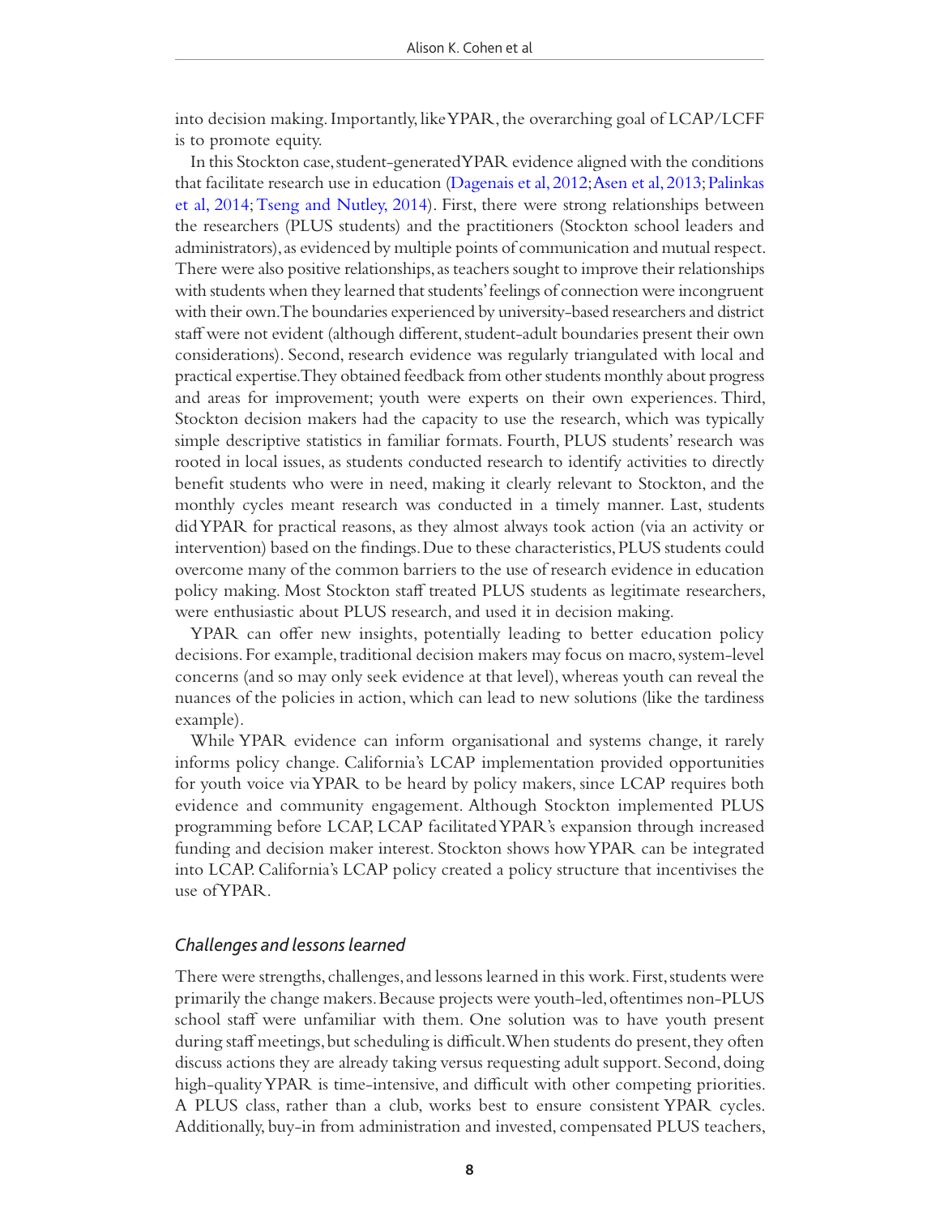into decision making. Importantly, like YPAR, the overarching goal of LCAP/LCFF is to promote equity.

In this Stockton case, student-generated YPAR evidence aligned with the conditions that facilitate research use in education (Dagenais et al, 2012; Asen et al, 2013; Palinkas et al, 2014; Tseng and Nutley, 2014). First, there were strong relationships between the researchers (PLUS students) and the practitioners (Stockton school leaders and administrators), as evidenced by multiple points of communication and mutual respect. There were also positive relationships, as teachers sought to improve their relationships with students when they learned that students' feelings of connection were incongruent with their own. The boundaries experienced by university-based researchers and district staff were not evident (although different, student-adult boundaries present their own considerations). Second, research evidence was regularly triangulated with local and practical expertise. They obtained feedback from other students monthly about progress and areas for improvement; youth were experts on their own experiences. Third, Stockton decision makers had the capacity to use the research, which was typically simple descriptive statistics in familiar formats. Fourth, PLUS students' research was rooted in local issues, as students conducted research to identify activities to directly benefit students who were in need, making it clearly relevant to Stockton, and the monthly cycles meant research was conducted in a timely manner. Last, students did YPAR for practical reasons, as they almost always took action (via an activity or intervention) based on the findings. Due to these characteristics, PLUS students could overcome many of the common barriers to the use of research evidence in education policy making. Most Stockton staff treated PLUS students as legitimate researchers, were enthusiastic about PLUS research, and used it in decision making.

YPAR can offer new insights, potentially leading to better education policy decisions. For example, traditional decision makers may focus on macro, system-level concerns (and so may only seek evidence at that level), whereas youth can reveal the nuances of the policies in action, which can lead to new solutions (like the tardiness example).

While YPAR evidence can inform organisational and systems change, it rarely informs policy change. California's LCAP implementation provided opportunities for youth voice via YPAR to be heard by policy makers, since LCAP requires both evidence and community engagement. Although Stockton implemented PLUS programming before LCAP, LCAP facilitated YPAR's expansion through increased funding and decision maker interest. Stockton shows how YPAR can be integrated into LCAP. California's LCAP policy created a policy structure that incentivises the use of YPAR.

### *Challenges and lessons learned*

There were strengths, challenges, and lessons learned in this work. First, students were primarily the change makers. Because projects were youth-led, oftentimes non-PLUS school staff were unfamiliar with them. One solution was to have youth present during staff meetings, but scheduling is difficult. When students do present, they often discuss actions they are already taking versus requesting adult support. Second, doing high-quality YPAR is time-intensive, and difficult with other competing priorities. A PLUS class, rather than a club, works best to ensure consistent YPAR cycles. Additionally, buy-in from administration and invested, compensated PLUS teachers,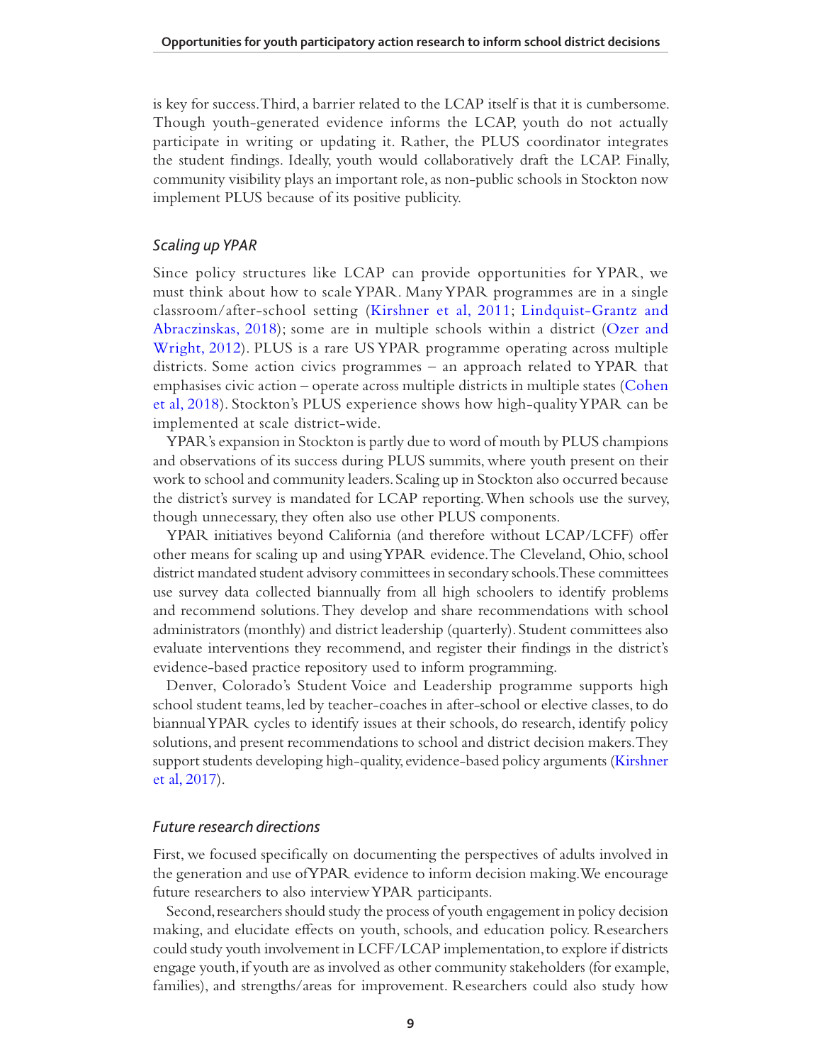is key for success. Third, a barrier related to the LCAP itself is that it is cumbersome. Though youth-generated evidence informs the LCAP, youth do not actually participate in writing or updating it. Rather, the PLUS coordinator integrates the student findings. Ideally, youth would collaboratively draft the LCAP. Finally, community visibility plays an important role, as non-public schools in Stockton now implement PLUS because of its positive publicity.

### *Scaling up YPAR*

Since policy structures like LCAP can provide opportunities for YPAR, we must think about how to scale YPAR. Many YPAR programmes are in a single classroom/after-school setting (Kirshner et al, 2011; Lindquist-Grantz and Abraczinskas, 2018); some are in multiple schools within a district (Ozer and Wright, 2012). PLUS is a rare US YPAR programme operating across multiple districts. Some action civics programmes – an approach related to YPAR that emphasises civic action – operate across multiple districts in multiple states (Cohen et al, 2018). Stockton's PLUS experience shows how high-quality YPAR can be implemented at scale district-wide.

YPAR's expansion in Stockton is partly due to word of mouth by PLUS champions and observations of its success during PLUS summits, where youth present on their work to school and community leaders. Scaling up in Stockton also occurred because the district's survey is mandated for LCAP reporting. When schools use the survey, though unnecessary, they often also use other PLUS components.

YPAR initiatives beyond California (and therefore without LCAP/LCFF) offer other means for scaling up and using YPAR evidence. The Cleveland, Ohio, school district mandated student advisory committees in secondary schools. These committees use survey data collected biannually from all high schoolers to identify problems and recommend solutions. They develop and share recommendations with school administrators (monthly) and district leadership (quarterly). Student committees also evaluate interventions they recommend, and register their findings in the district's evidence-based practice repository used to inform programming.

Denver, Colorado's Student Voice and Leadership programme supports high school student teams, led by teacher-coaches in after-school or elective classes, to do biannual YPAR cycles to identify issues at their schools, do research, identify policy solutions, and present recommendations to school and district decision makers. They support students developing high-quality, evidence-based policy arguments (Kirshner et al, 2017).

### *Future research directions*

First, we focused specifically on documenting the perspectives of adults involved in the generation and use of YPAR evidence to inform decision making. We encourage future researchers to also interview YPAR participants.

Second, researchers should study the process of youth engagement in policy decision making, and elucidate effects on youth, schools, and education policy. Researchers could study youth involvement in LCFF/LCAP implementation, to explore if districts engage youth, if youth are as involved as other community stakeholders (for example, families), and strengths/areas for improvement. Researchers could also study how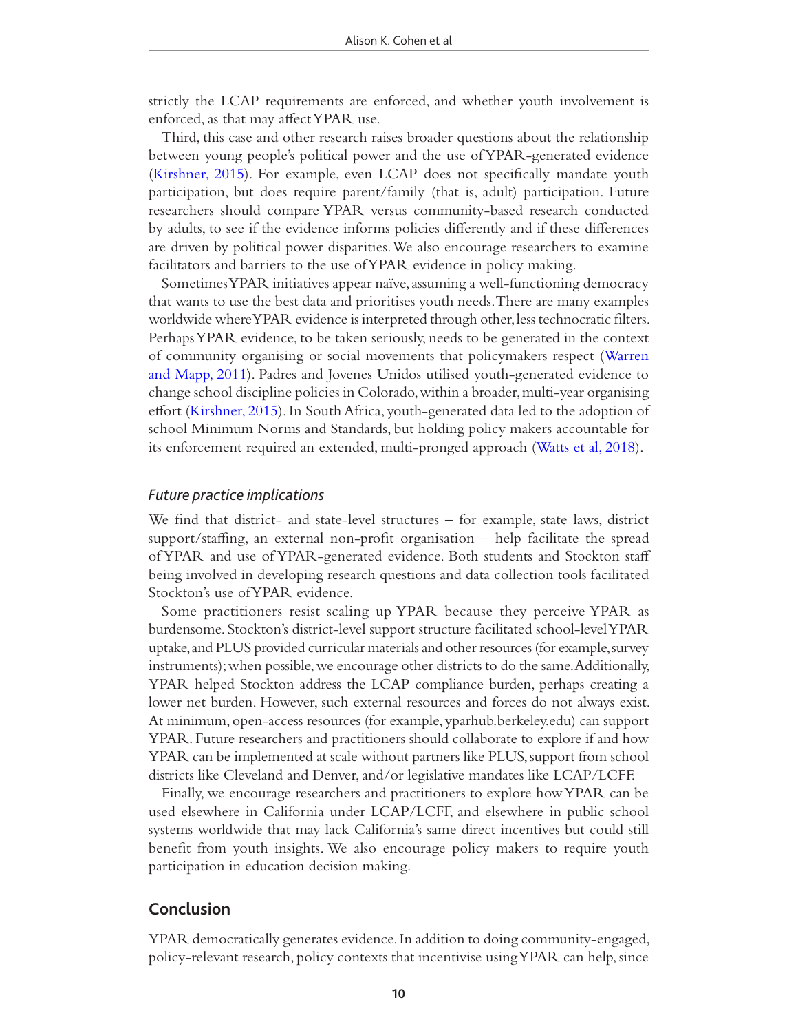strictly the LCAP requirements are enforced, and whether youth involvement is enforced, as that may affect YPAR use.

Third, this case and other research raises broader questions about the relationship between young people's political power and the use of YPAR-generated evidence (Kirshner, 2015). For example, even LCAP does not specifically mandate youth participation, but does require parent/family (that is, adult) participation. Future researchers should compare YPAR versus community-based research conducted by adults, to see if the evidence informs policies differently and if these differences are driven by political power disparities. We also encourage researchers to examine facilitators and barriers to the use of YPAR evidence in policy making.

Sometimes YPAR initiatives appear naïve, assuming a well-functioning democracy that wants to use the best data and prioritises youth needs. There are many examples worldwide where YPAR evidence is interpreted through other, less technocratic filters. Perhaps YPAR evidence, to be taken seriously, needs to be generated in the context of community organising or social movements that policymakers respect (Warren and Mapp, 2011). Padres and Jovenes Unidos utilised youth-generated evidence to change school discipline policies in Colorado, within a broader, multi-year organising effort (Kirshner, 2015). In South Africa, youth-generated data led to the adoption of school Minimum Norms and Standards, but holding policy makers accountable for its enforcement required an extended, multi-pronged approach (Watts et al, 2018).

### *Future practice implications*

We find that district- and state-level structures – for example, state laws, district support/staffing, an external non-profit organisation – help facilitate the spread of YPAR and use of YPAR-generated evidence. Both students and Stockton staff being involved in developing research questions and data collection tools facilitated Stockton's use of YPAR evidence.

Some practitioners resist scaling up YPAR because they perceive YPAR as burdensome. Stockton's district-level support structure facilitated school-level YPAR uptake, and PLUS provided curricular materials and other resources (for example, survey instruments); when possible, we encourage other districts to do the same. Additionally, YPAR helped Stockton address the LCAP compliance burden, perhaps creating a lower net burden. However, such external resources and forces do not always exist. At minimum, open-access resources (for example, yparhub.berkeley.edu) can support YPAR. Future researchers and practitioners should collaborate to explore if and how YPAR can be implemented at scale without partners like PLUS, support from school districts like Cleveland and Denver, and/or legislative mandates like LCAP/LCFF.

Finally, we encourage researchers and practitioners to explore how YPAR can be used elsewhere in California under LCAP/LCFF, and elsewhere in public school systems worldwide that may lack California's same direct incentives but could still benefit from youth insights. We also encourage policy makers to require youth participation in education decision making.

## Conclusion

YPAR democratically generates evidence. In addition to doing community-engaged, policy-relevant research, policy contexts that incentivise using YPAR can help, since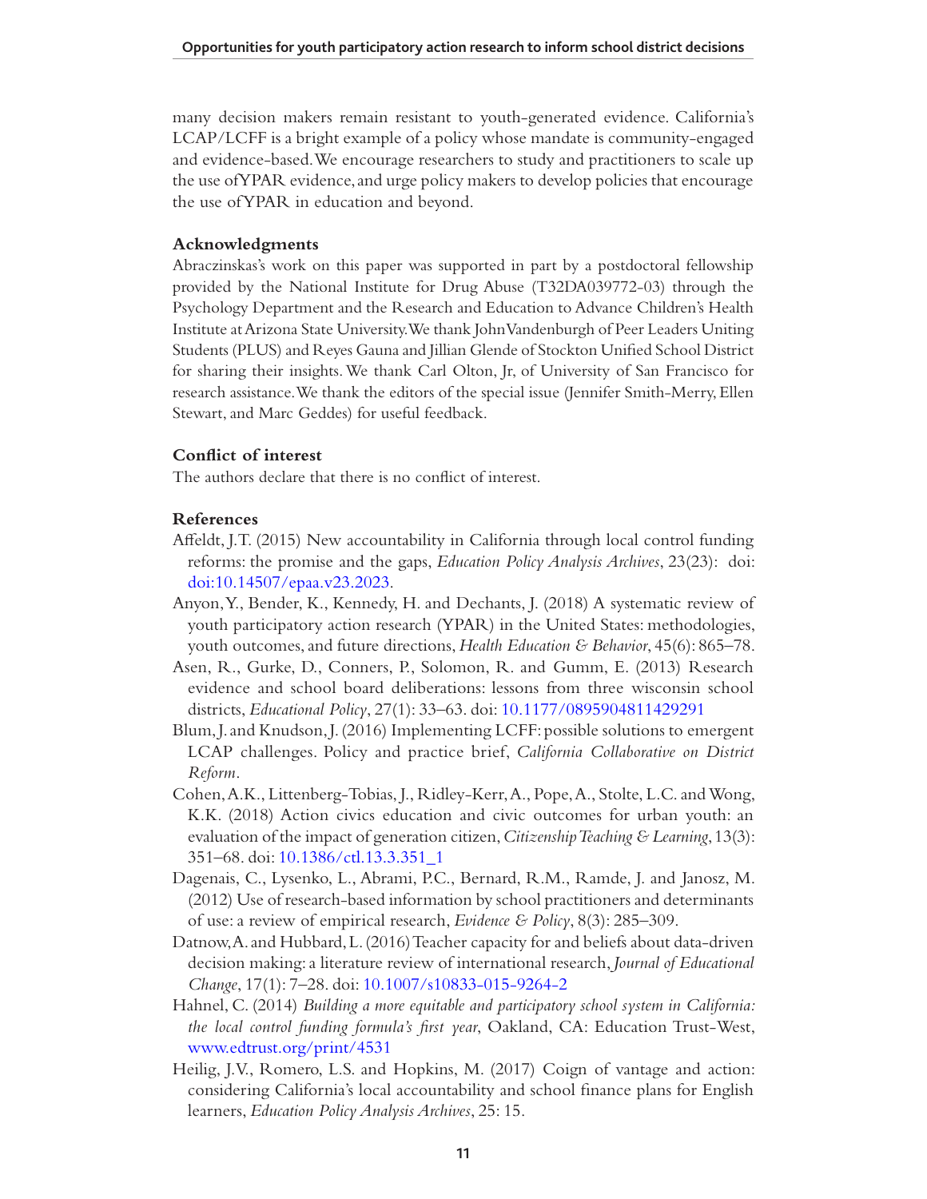many decision makers remain resistant to youth-generated evidence. California's LCAP/LCFF is a bright example of a policy whose mandate is community-engaged and evidence-based. We encourage researchers to study and practitioners to scale up the use of YPAR evidence, and urge policy makers to develop policies that encourage the use of YPAR in education and beyond.

## Acknowledgments

Abraczinskas's work on this paper was supported in part by a postdoctoral fellowship provided by the National Institute for Drug Abuse (T32DA039772-03) through the Psychology Department and the Research and Education to Advance Children's Health Institute at Arizona State University. We thank John Vandenburgh of Peer Leaders Uniting Students (PLUS) and Reyes Gauna and Jillian Glende of Stockton Unified School District for sharing their insights. We thank Carl Olton, Jr, of University of San Francisco for research assistance. We thank the editors of the special issue (Jennifer Smith-Merry, Ellen Stewart, and Marc Geddes) for useful feedback.

## Conflict of interest

The authors declare that there is no conflict of interest.

## References

Affeldt, J.T. (2015) New accountability in California through local control funding reforms: the promise and the gaps, *Education Policy Analysis Archives*, 23(23): doi: doi:10.14507/epaa.v23.2023.

Anyon, Y., Bender, K., Kennedy, H. and Dechants, J. (2018) A systematic review of youth participatory action research (YPAR) in the United States: methodologies, youth outcomes, and future directions, *Health Education & Behavior*, 45(6): 865–78.

Asen, R., Gurke, D., Conners, P., Solomon, R. and Gumm, E. (2013) Research evidence and school board deliberations: lessons from three wisconsin school districts, *Educational Policy*, 27(1): 33–63. doi: 10.1177/0895904811429291

Blum, J. and Knudson, J. (2016) Implementing LCFF: possible solutions to emergent LCAP challenges. Policy and practice brief, *California Collaborative on District Reform*.

Cohen, A.K., Littenberg-Tobias, J., Ridley-Kerr, A., Pope, A., Stolte, L.C. and Wong, K.K. (2018) Action civics education and civic outcomes for urban youth: an evaluation of the impact of generation citizen, *Citizenship Teaching & Learning*, 13(3): 351–68. doi: 10.1386/ctl.13.3.351_1

Dagenais, C., Lysenko, L., Abrami, P.C., Bernard, R.M., Ramde, J. and Janosz, M. (2012) Use of research-based information by school practitioners and determinants of use: a review of empirical research, *Evidence & Policy*, 8(3): 285–309.

Datnow, A. and Hubbard, L. (2016) Teacher capacity for and beliefs about data-driven decision making: a literature review of international research, *Journal of Educational Change*, 17(1): 7–28. doi: 10.1007/s10833-015-9264-2

Hahnel, C. (2014) *Building a more equitable and participatory school system in California: the local control funding formula's first year*, Oakland, CA: Education Trust-West, www.edtrust.org/print/4531

Heilig, J.V., Romero, L.S. and Hopkins, M. (2017) Coign of vantage and action: considering California's local accountability and school finance plans for English learners, *Education Policy Analysis Archives*, 25: 15.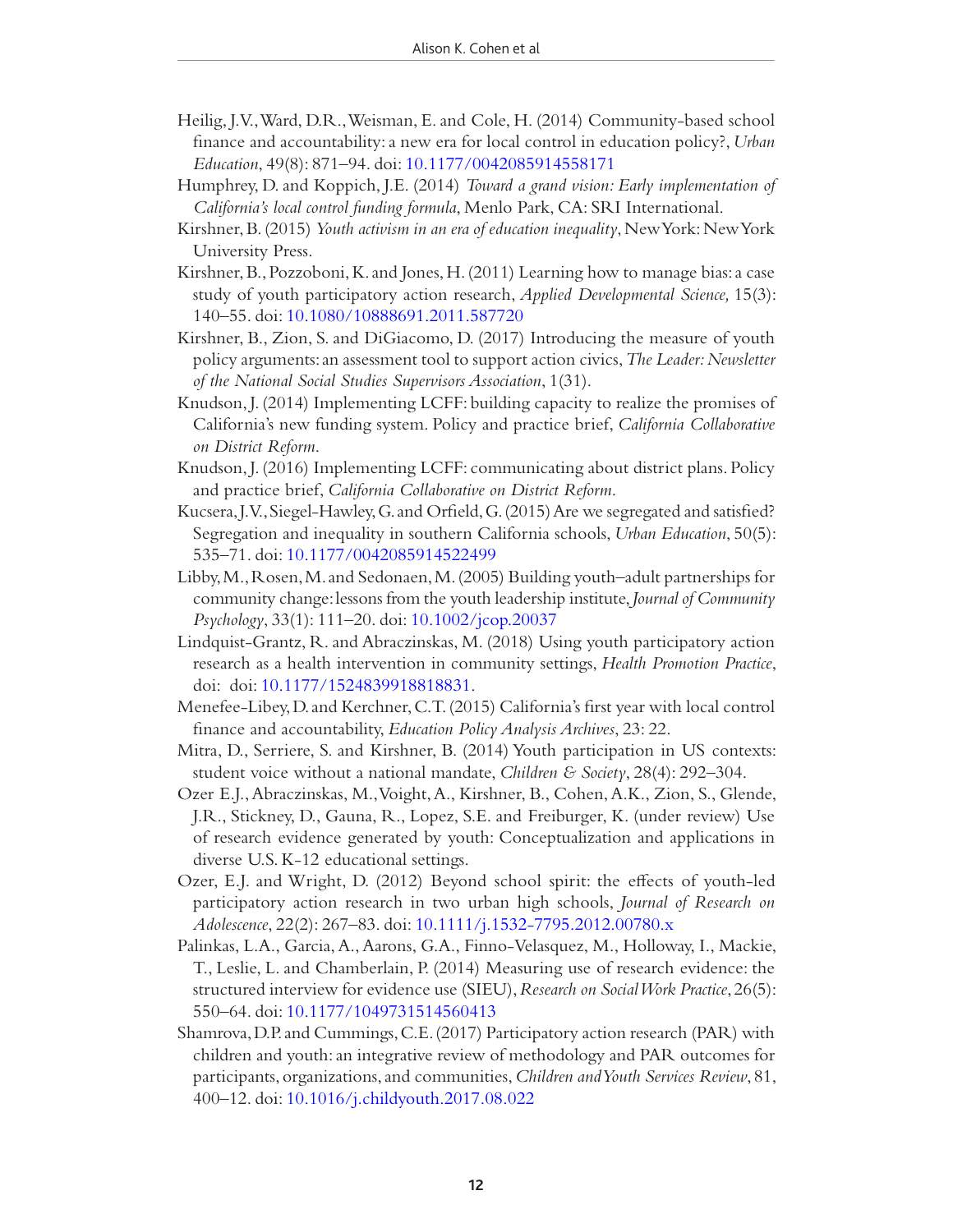Heilig, J.V., Ward, D.R., Weisman, E. and Cole, H. (2014) Community-based school finance and accountability: a new era for local control in education policy?, *Urban Education*, 49(8): 871–94. doi: 10.1177/0042085914558171

Humphrey, D. and Koppich, J.E. (2014) *Toward a grand vision: Early implementation of California's local control funding formula*, Menlo Park, CA: SRI International.

Kirshner, B. (2015) *Youth activism in an era of education inequality*, New York: New York University Press.

Kirshner, B., Pozzoboni, K. and Jones, H. (2011) Learning how to manage bias: a case study of youth participatory action research, *Applied Developmental Science,* 15(3): 140–55. doi: 10.1080/10888691.2011.587720

Kirshner, B., Zion, S. and DiGiacomo, D. (2017) Introducing the measure of youth policy arguments: an assessment tool to support action civics, *The Leader: Newsletter of the National Social Studies Supervisors Association*, 1(31).

Knudson, J. (2014) Implementing LCFF: building capacity to realize the promises of California's new funding system. Policy and practice brief, *California Collaborative on District Reform*.

Knudson, J. (2016) Implementing LCFF: communicating about district plans. Policy and practice brief, *California Collaborative on District Reform*.

Kucsera, J.V., Siegel-Hawley, G. and Orfield, G. (2015) Are we segregated and satisfied? Segregation and inequality in southern California schools, *Urban Education*, 50(5): 535–71. doi: 10.1177/0042085914522499

Libby, M., Rosen, M. and Sedonaen, M. (2005) Building youth–adult partnerships for community change: lessons from the youth leadership institute, *Journal of Community Psychology*, 33(1): 111–20. doi: 10.1002/jcop.20037

Lindquist-Grantz, R. and Abraczinskas, M. (2018) Using youth participatory action research as a health intervention in community settings, *Health Promotion Practice*, doi: doi: 10.1177/1524839918818831.

Menefee-Libey, D. and Kerchner, C.T. (2015) California's first year with local control finance and accountability, *Education Policy Analysis Archives*, 23: 22.

Mitra, D., Serriere, S. and Kirshner, B. (2014) Youth participation in US contexts: student voice without a national mandate, *Children & Society*, 28(4): 292–304.

Ozer E.J., Abraczinskas, M., Voight, A., Kirshner, B., Cohen, A.K., Zion, S., Glende, J.R., Stickney, D., Gauna, R., Lopez, S.E. and Freiburger, K. (under review) Use of research evidence generated by youth: Conceptualization and applications in diverse U.S. K-12 educational settings.

Ozer, E.J. and Wright, D. (2012) Beyond school spirit: the effects of youth-led participatory action research in two urban high schools, *Journal of Research on Adolescence*, 22(2): 267–83. doi: 10.1111/j.1532-7795.2012.00780.x

Palinkas, L.A., Garcia, A., Aarons, G.A., Finno-Velasquez, M., Holloway, I., Mackie, T., Leslie, L. and Chamberlain, P. (2014) Measuring use of research evidence: the structured interview for evidence use (SIEU), *Research on Social Work Practice*, 26(5): 550–64. doi: 10.1177/1049731514560413

Shamrova, D.P. and Cummings, C.E. (2017) Participatory action research (PAR) with children and youth: an integrative review of methodology and PAR outcomes for participants, organizations, and communities, *Children and Youth Services Review*, 81, 400–12. doi: 10.1016/j.childyouth.2017.08.022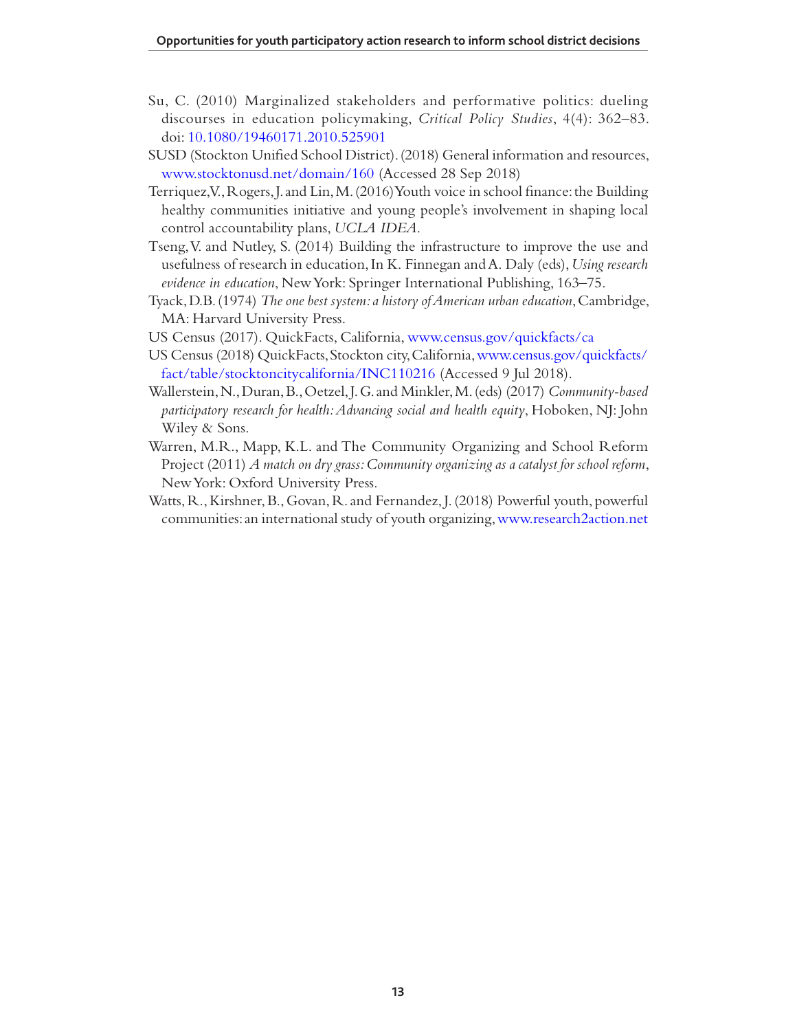Su, C. (2010) Marginalized stakeholders and performative politics: dueling discourses in education policymaking, *Critical Policy Studies*, 4(4): 362–83. doi: 10.1080/19460171.2010.525901

SUSD (Stockton Unified School District). (2018) General information and resources, www.stocktonusd.net/domain/160 (Accessed 28 Sep 2018)

Terriquez, V., Rogers, J. and Lin, M. (2016) Youth voice in school finance: the Building healthy communities initiative and young people's involvement in shaping local control accountability plans, *UCLA IDEA*.

Tseng, V. and Nutley, S. (2014) Building the infrastructure to improve the use and usefulness of research in education, In K. Finnegan and A. Daly (eds), *Using research evidence in education*, New York: Springer International Publishing, 163–75.

Tyack, D.B. (1974) *The one best system: a history of American urban education*, Cambridge, MA: Harvard University Press.

US Census (2017). QuickFacts, California, www.census.gov/quickfacts/ca

US Census (2018) QuickFacts, Stockton city, California, www.census.gov/quickfacts/fact/table/stocktoncitycalifornia/INC110216 (Accessed 9 Jul 2018).

Wallerstein, N., Duran, B., Oetzel, J. G. and Minkler, M. (eds) (2017) *Community-based participatory research for health: Advancing social and health equity*, Hoboken, NJ: John Wiley & Sons.

Warren, M.R., Mapp, K.L. and The Community Organizing and School Reform Project (2011) *A match on dry grass: Community organizing as a catalyst for school reform*, New York: Oxford University Press.

Watts, R., Kirshner, B., Govan, R. and Fernandez, J. (2018) Powerful youth, powerful communities: an international study of youth organizing, www.research2action.net